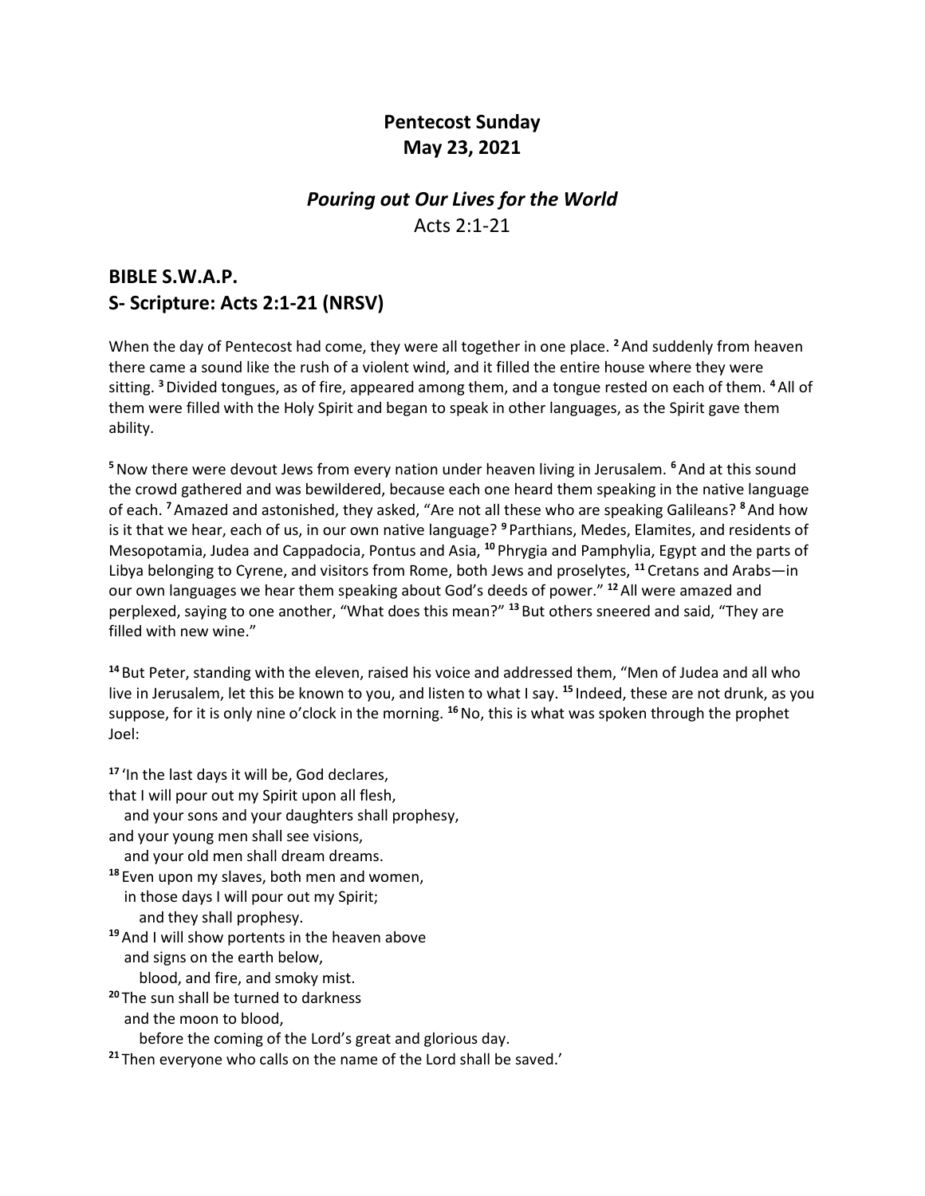# Pentecost Sunday
# May 23, 2021

## *Pouring out Our Lives for the World*

Acts 2:1-21

## BIBLE S.W.A.P.
## S- Scripture: Acts 2:1-21 (NRSV)

When the day of Pentecost had come, they were all together in one place. [2] And suddenly from heaven there came a sound like the rush of a violent wind, and it filled the entire house where they were sitting. [3] Divided tongues, as of fire, appeared among them, and a tongue rested on each of them. [4] All of them were filled with the Holy Spirit and began to speak in other languages, as the Spirit gave them ability.

[5] Now there were devout Jews from every nation under heaven living in Jerusalem. [6] And at this sound the crowd gathered and was bewildered, because each one heard them speaking in the native language of each. [7] Amazed and astonished, they asked, "Are not all these who are speaking Galileans? [8] And how is it that we hear, each of us, in our own native language? [9] Parthians, Medes, Elamites, and residents of Mesopotamia, Judea and Cappadocia, Pontus and Asia, [10] Phrygia and Pamphylia, Egypt and the parts of Libya belonging to Cyrene, and visitors from Rome, both Jews and proselytes, [11] Cretans and Arabs—in our own languages we hear them speaking about God's deeds of power." [12] All were amazed and perplexed, saying to one another, "What does this mean?" [13] But others sneered and said, "They are filled with new wine."

[14] But Peter, standing with the eleven, raised his voice and addressed them, "Men of Judea and all who live in Jerusalem, let this be known to you, and listen to what I say. [15] Indeed, these are not drunk, as you suppose, for it is only nine o'clock in the morning. [16] No, this is what was spoken through the prophet Joel:

[17] 'In the last days it will be, God declares,
that I will pour out my Spirit upon all flesh,
  and your sons and your daughters shall prophesy,
and your young men shall see visions,
  and your old men shall dream dreams.
[18] Even upon my slaves, both men and women,
  in those days I will pour out my Spirit;
    and they shall prophesy.
[19] And I will show portents in the heaven above
  and signs on the earth below,
    blood, and fire, and smoky mist.
[20] The sun shall be turned to darkness
  and the moon to blood,
    before the coming of the Lord's great and glorious day.
[21] Then everyone who calls on the name of the Lord shall be saved.'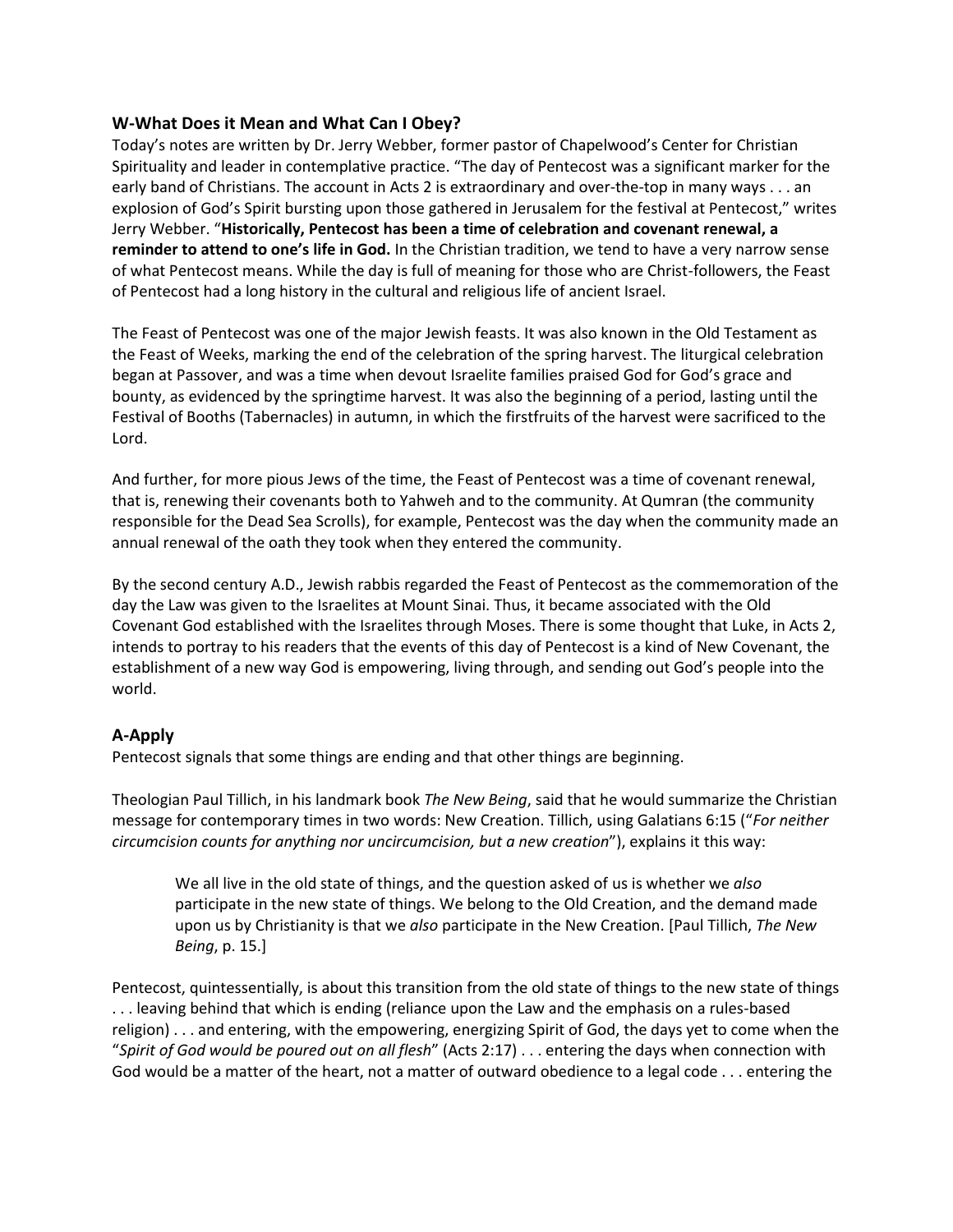## W-What Does it Mean and What Can I Obey?

Today's notes are written by Dr. Jerry Webber, former pastor of Chapelwood's Center for Christian Spirituality and leader in contemplative practice. "The day of Pentecost was a significant marker for the early band of Christians. The account in Acts 2 is extraordinary and over-the-top in many ways . . . an explosion of God's Spirit bursting upon those gathered in Jerusalem for the festival at Pentecost," writes Jerry Webber. "**Historically, Pentecost has been a time of celebration and covenant renewal, a reminder to attend to one's life in God.** In the Christian tradition, we tend to have a very narrow sense of what Pentecost means. While the day is full of meaning for those who are Christ-followers, the Feast of Pentecost had a long history in the cultural and religious life of ancient Israel.

The Feast of Pentecost was one of the major Jewish feasts. It was also known in the Old Testament as the Feast of Weeks, marking the end of the celebration of the spring harvest. The liturgical celebration began at Passover, and was a time when devout Israelite families praised God for God's grace and bounty, as evidenced by the springtime harvest. It was also the beginning of a period, lasting until the Festival of Booths (Tabernacles) in autumn, in which the firstfruits of the harvest were sacrificed to the Lord.

And further, for more pious Jews of the time, the Feast of Pentecost was a time of covenant renewal, that is, renewing their covenants both to Yahweh and to the community. At Qumran (the community responsible for the Dead Sea Scrolls), for example, Pentecost was the day when the community made an annual renewal of the oath they took when they entered the community.

By the second century A.D., Jewish rabbis regarded the Feast of Pentecost as the commemoration of the day the Law was given to the Israelites at Mount Sinai. Thus, it became associated with the Old Covenant God established with the Israelites through Moses. There is some thought that Luke, in Acts 2, intends to portray to his readers that the events of this day of Pentecost is a kind of New Covenant, the establishment of a new way God is empowering, living through, and sending out God's people into the world.

## A-Apply

Pentecost signals that some things are ending and that other things are beginning.

Theologian Paul Tillich, in his landmark book *The New Being*, said that he would summarize the Christian message for contemporary times in two words: New Creation. Tillich, using Galatians 6:15 ("*For neither circumcision counts for anything nor uncircumcision, but a new creation*"), explains it this way:

> We all live in the old state of things, and the question asked of us is whether we *also* participate in the new state of things. We belong to the Old Creation, and the demand made upon us by Christianity is that we *also* participate in the New Creation. [Paul Tillich, *The New Being*, p. 15.]

Pentecost, quintessentially, is about this transition from the old state of things to the new state of things . . . leaving behind that which is ending (reliance upon the Law and the emphasis on a rules-based religion) . . . and entering, with the empowering, energizing Spirit of God, the days yet to come when the "*Spirit of God would be poured out on all flesh*" (Acts 2:17) . . . entering the days when connection with God would be a matter of the heart, not a matter of outward obedience to a legal code . . . entering the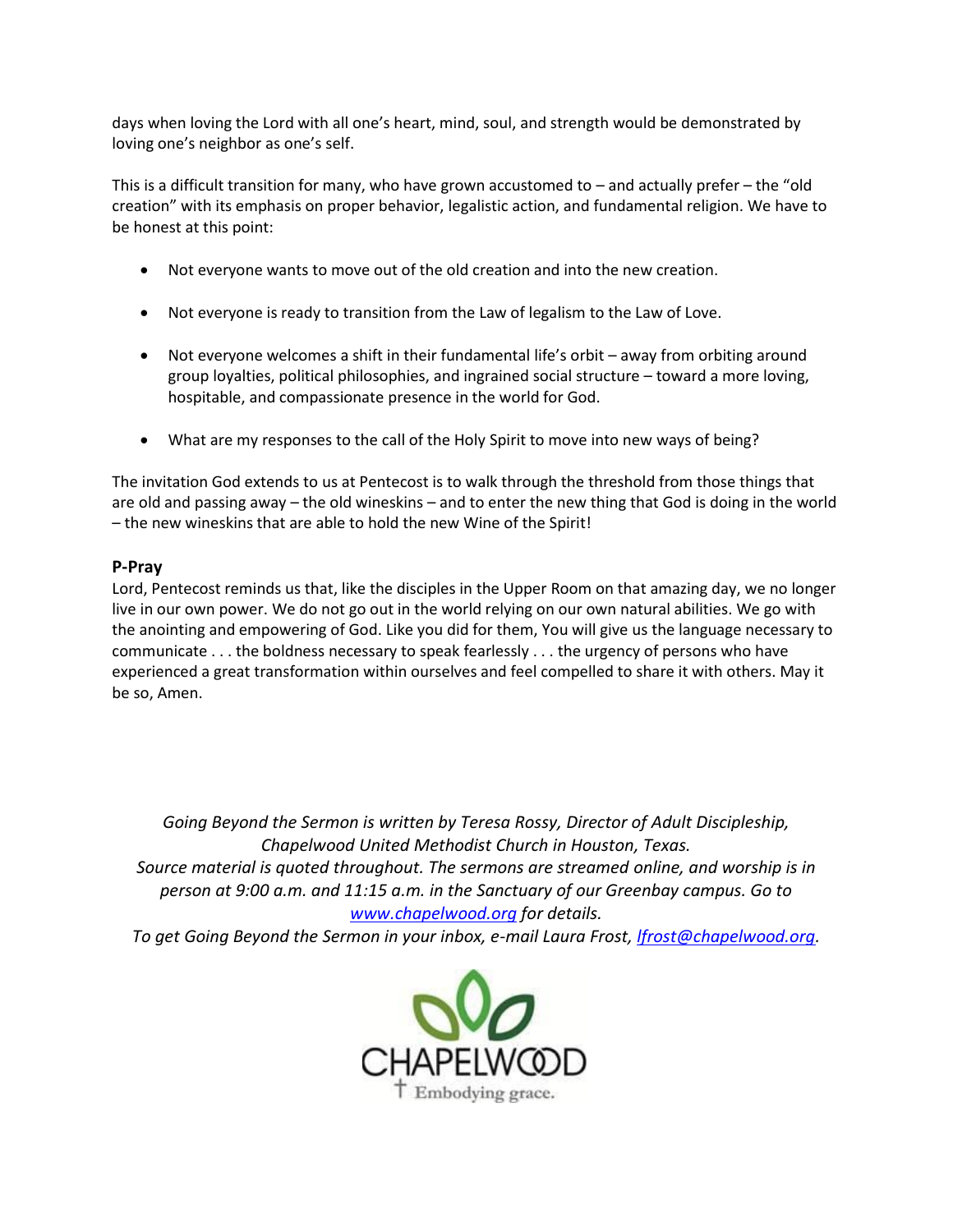days when loving the Lord with all one's heart, mind, soul, and strength would be demonstrated by loving one's neighbor as one's self.

This is a difficult transition for many, who have grown accustomed to – and actually prefer – the "old creation" with its emphasis on proper behavior, legalistic action, and fundamental religion. We have to be honest at this point:

- Not everyone wants to move out of the old creation and into the new creation.
- Not everyone is ready to transition from the Law of legalism to the Law of Love.
- Not everyone welcomes a shift in their fundamental life's orbit – away from orbiting around group loyalties, political philosophies, and ingrained social structure – toward a more loving, hospitable, and compassionate presence in the world for God.
- What are my responses to the call of the Holy Spirit to move into new ways of being?

The invitation God extends to us at Pentecost is to walk through the threshold from those things that are old and passing away – the old wineskins – and to enter the new thing that God is doing in the world – the new wineskins that are able to hold the new Wine of the Spirit!

**P-Pray**

Lord, Pentecost reminds us that, like the disciples in the Upper Room on that amazing day, we no longer live in our own power. We do not go out in the world relying on our own natural abilities. We go with the anointing and empowering of God. Like you did for them, You will give us the language necessary to communicate . . . the boldness necessary to speak fearlessly . . . the urgency of persons who have experienced a great transformation within ourselves and feel compelled to share it with others. May it be so, Amen.

*Going Beyond the Sermon is written by Teresa Rossy, Director of Adult Discipleship, Chapelwood United Methodist Church in Houston, Texas.*
*Source material is quoted throughout. The sermons are streamed online, and worship is in person at 9:00 a.m. and 11:15 a.m. in the Sanctuary of our Greenbay campus. Go to [www.chapelwood.org](http://www.chapelwood.org) for details.*
*To get Going Beyond the Sermon in your inbox, e-mail Laura Frost, [lfrost@chapelwood.org](mailto:lfrost@chapelwood.org).*

CHAPELWOOD
Embodying grace.